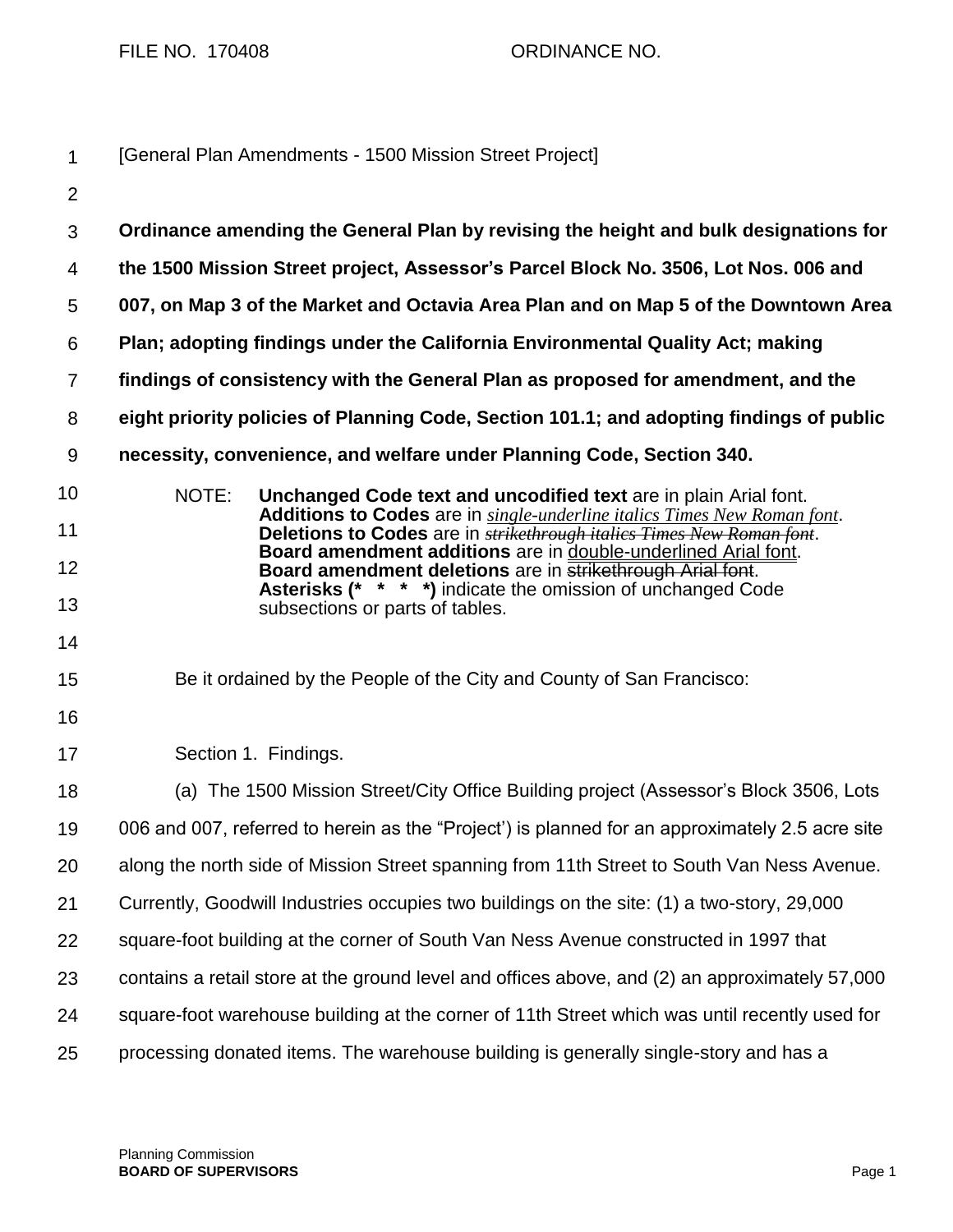FILE NO. 170408 ORDINANCE NO.

[General Plan Amendments - 1500 Mission Street Project]

**Ordinance amending the General Plan by revising the height and bulk designations for the 1500 Mission Street project, Assessor's Parcel Block No. 3506, Lot Nos. 006 and 007, on Map 3 of the Market and Octavia Area Plan and on Map 5 of the Downtown Area Plan; adopting findings under the California Environmental Quality Act; making findings of consistency with the General Plan as proposed for amendment, and the eight priority policies of Planning Code, Section 101.1; and adopting findings of public necessity, convenience, and welfare under Planning Code, Section 340.**

NOTE: **Unchanged Code text and uncodified text** are in plain Arial font.
**Additions to Codes** are in *single-underline italics Times New Roman font*.
**Deletions to Codes** are in ~~*strikethrough italics Times New Roman font*~~.
**Board amendment additions** are in double-underlined Arial font.
**Board amendment deletions** are in ~~strikethrough Arial font~~.
**Asterisks (\* \* \* \*)** indicate the omission of unchanged Code subsections or parts of tables.

Be it ordained by the People of the City and County of San Francisco:

Section 1. Findings.

(a) The 1500 Mission Street/City Office Building project (Assessor's Block 3506, Lots 006 and 007, referred to herein as the "Project') is planned for an approximately 2.5 acre site along the north side of Mission Street spanning from 11th Street to South Van Ness Avenue. Currently, Goodwill Industries occupies two buildings on the site: (1) a two-story, 29,000 square-foot building at the corner of South Van Ness Avenue constructed in 1997 that contains a retail store at the ground level and offices above, and (2) an approximately 57,000 square-foot warehouse building at the corner of 11th Street which was until recently used for processing donated items. The warehouse building is generally single-story and has a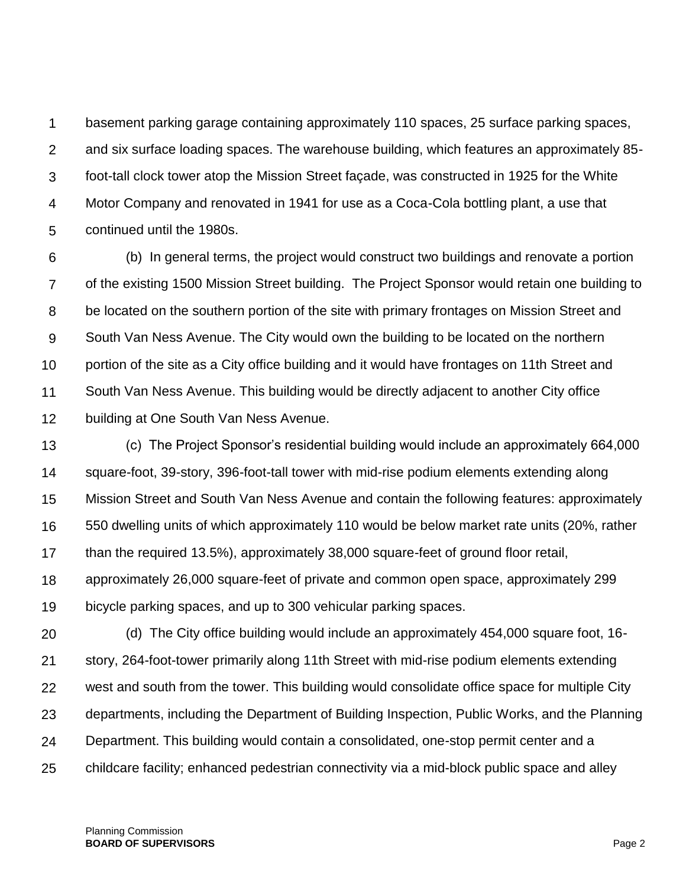basement parking garage containing approximately 110 spaces, 25 surface parking spaces, and six surface loading spaces. The warehouse building, which features an approximately 85-foot-tall clock tower atop the Mission Street façade, was constructed in 1925 for the White Motor Company and renovated in 1941 for use as a Coca-Cola bottling plant, a use that continued until the 1980s.

(b) In general terms, the project would construct two buildings and renovate a portion of the existing 1500 Mission Street building. The Project Sponsor would retain one building to be located on the southern portion of the site with primary frontages on Mission Street and South Van Ness Avenue. The City would own the building to be located on the northern portion of the site as a City office building and it would have frontages on 11th Street and South Van Ness Avenue. This building would be directly adjacent to another City office building at One South Van Ness Avenue.

(c) The Project Sponsor's residential building would include an approximately 664,000 square-foot, 39-story, 396-foot-tall tower with mid-rise podium elements extending along Mission Street and South Van Ness Avenue and contain the following features: approximately 550 dwelling units of which approximately 110 would be below market rate units (20%, rather than the required 13.5%), approximately 38,000 square-feet of ground floor retail, approximately 26,000 square-feet of private and common open space, approximately 299 bicycle parking spaces, and up to 300 vehicular parking spaces.

(d) The City office building would include an approximately 454,000 square foot, 16-story, 264-foot-tower primarily along 11th Street with mid-rise podium elements extending west and south from the tower. This building would consolidate office space for multiple City departments, including the Department of Building Inspection, Public Works, and the Planning Department. This building would contain a consolidated, one-stop permit center and a childcare facility; enhanced pedestrian connectivity via a mid-block public space and alley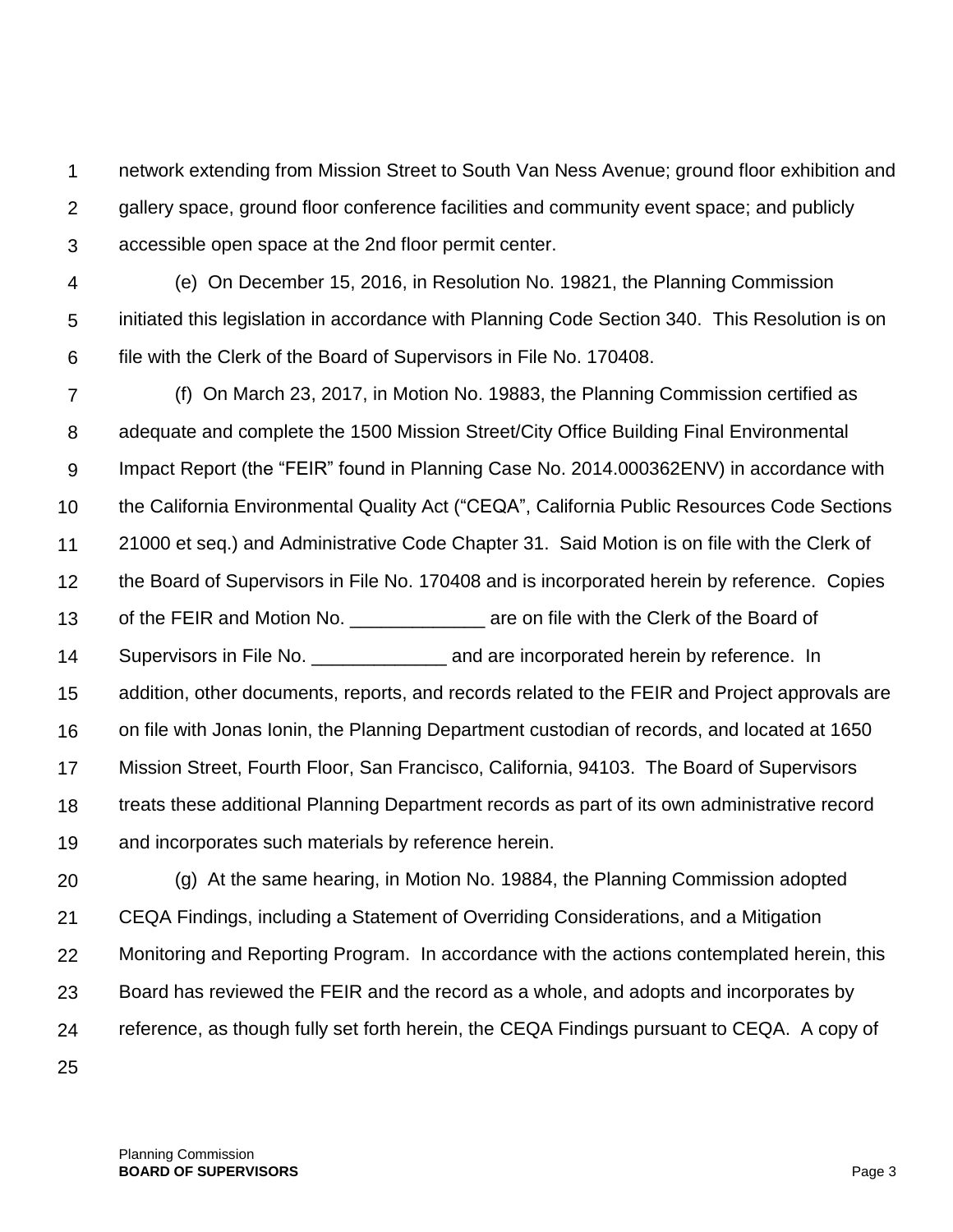network extending from Mission Street to South Van Ness Avenue; ground floor exhibition and gallery space, ground floor conference facilities and community event space; and publicly accessible open space at the 2nd floor permit center.

(e) On December 15, 2016, in Resolution No. 19821, the Planning Commission initiated this legislation in accordance with Planning Code Section 340. This Resolution is on file with the Clerk of the Board of Supervisors in File No. 170408.

(f) On March 23, 2017, in Motion No. 19883, the Planning Commission certified as adequate and complete the 1500 Mission Street/City Office Building Final Environmental Impact Report (the "FEIR" found in Planning Case No. 2014.000362ENV) in accordance with the California Environmental Quality Act ("CEQA", California Public Resources Code Sections 21000 et seq.) and Administrative Code Chapter 31. Said Motion is on file with the Clerk of the Board of Supervisors in File No. 170408 and is incorporated herein by reference. Copies of the FEIR and Motion No. _____________ are on file with the Clerk of the Board of Supervisors in File No. _____________ and are incorporated herein by reference. In addition, other documents, reports, and records related to the FEIR and Project approvals are on file with Jonas Ionin, the Planning Department custodian of records, and located at 1650 Mission Street, Fourth Floor, San Francisco, California, 94103. The Board of Supervisors treats these additional Planning Department records as part of its own administrative record and incorporates such materials by reference herein.

(g) At the same hearing, in Motion No. 19884, the Planning Commission adopted CEQA Findings, including a Statement of Overriding Considerations, and a Mitigation Monitoring and Reporting Program. In accordance with the actions contemplated herein, this Board has reviewed the FEIR and the record as a whole, and adopts and incorporates by reference, as though fully set forth herein, the CEQA Findings pursuant to CEQA. A copy of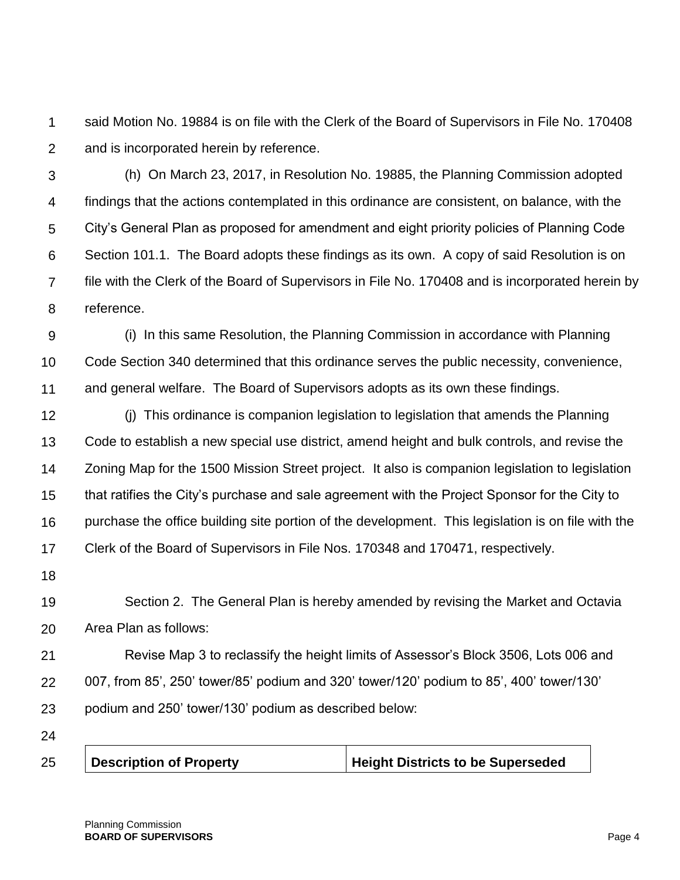said Motion No. 19884 is on file with the Clerk of the Board of Supervisors in File No. 170408 and is incorporated herein by reference.

(h) On March 23, 2017, in Resolution No. 19885, the Planning Commission adopted findings that the actions contemplated in this ordinance are consistent, on balance, with the City's General Plan as proposed for amendment and eight priority policies of Planning Code Section 101.1. The Board adopts these findings as its own. A copy of said Resolution is on file with the Clerk of the Board of Supervisors in File No. 170408 and is incorporated herein by reference.

(i) In this same Resolution, the Planning Commission in accordance with Planning Code Section 340 determined that this ordinance serves the public necessity, convenience, and general welfare. The Board of Supervisors adopts as its own these findings.

(j) This ordinance is companion legislation to legislation that amends the Planning Code to establish a new special use district, amend height and bulk controls, and revise the Zoning Map for the 1500 Mission Street project. It also is companion legislation to legislation that ratifies the City's purchase and sale agreement with the Project Sponsor for the City to purchase the office building site portion of the development. This legislation is on file with the Clerk of the Board of Supervisors in File Nos. 170348 and 170471, respectively.

Section 2. The General Plan is hereby amended by revising the Market and Octavia Area Plan as follows:

Revise Map 3 to reclassify the height limits of Assessor's Block 3506, Lots 006 and 007, from 85', 250' tower/85' podium and 320' tower/120' podium to 85', 400' tower/130' podium and 250' tower/130' podium as described below:

| **Description of Property** | **Height Districts to be Superseded** |
|---|---|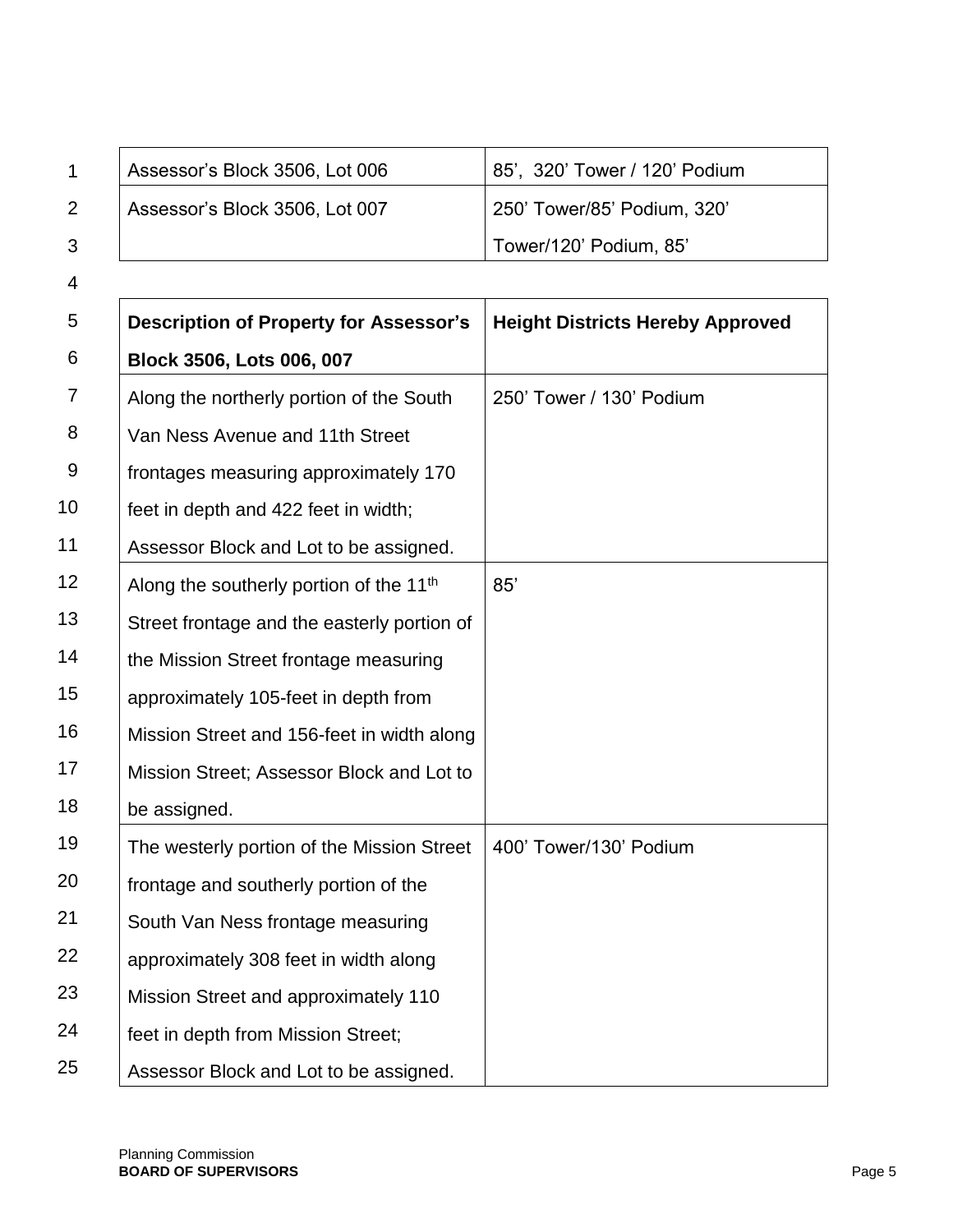| | |
|---|---|
| Assessor's Block 3506, Lot 006 | 85', 320' Tower / 120' Podium |
| Assessor's Block 3506, Lot 007 | 250' Tower/85' Podium, 320' Tower/120' Podium, 85' |

| **Description of Property for Assessor's Block 3506, Lots 006, 007** | **Height Districts Hereby Approved** |
|---|---|
| Along the northerly portion of the South Van Ness Avenue and 11th Street frontages measuring approximately 170 feet in depth and 422 feet in width; Assessor Block and Lot to be assigned. | 250' Tower / 130' Podium |
| Along the southerly portion of the 11th Street frontage and the easterly portion of the Mission Street frontage measuring approximately 105-feet in depth from Mission Street and 156-feet in width along Mission Street; Assessor Block and Lot to be assigned. | 85' |
| The westerly portion of the Mission Street frontage and southerly portion of the South Van Ness frontage measuring approximately 308 feet in width along Mission Street and approximately 110 feet in depth from Mission Street; Assessor Block and Lot to be assigned. | 400' Tower/130' Podium |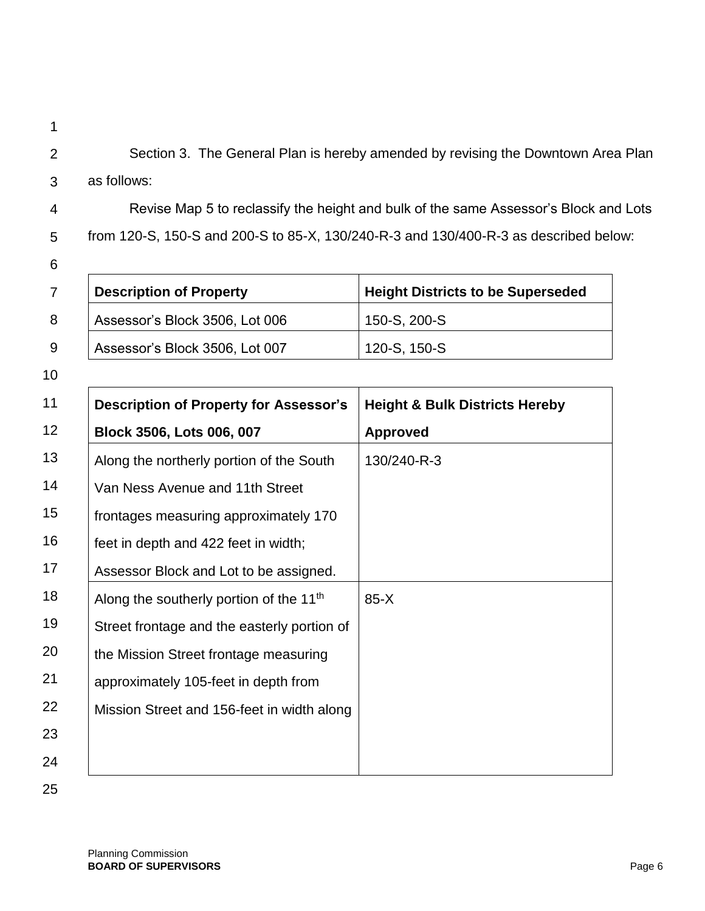Section 3. The General Plan is hereby amended by revising the Downtown Area Plan as follows:

Revise Map 5 to reclassify the height and bulk of the same Assessor's Block and Lots from 120-S, 150-S and 200-S to 85-X, 130/240-R-3 and 130/400-R-3 as described below:

| Description of Property | Height Districts to be Superseded |
| --- | --- |
| Assessor's Block 3506, Lot 006 | 150-S, 200-S |
| Assessor's Block 3506, Lot 007 | 120-S, 150-S |

| Description of Property for Assessor's Block 3506, Lots 006, 007 | Height & Bulk Districts Hereby Approved |
| --- | --- |
| Along the northerly portion of the South Van Ness Avenue and 11th Street frontages measuring approximately 170 feet in depth and 422 feet in width; Assessor Block and Lot to be assigned. | 130/240-R-3 |
| Along the southerly portion of the 11th Street frontage and the easterly portion of the Mission Street frontage measuring approximately 105-feet in depth from Mission Street and 156-feet in width along | 85-X |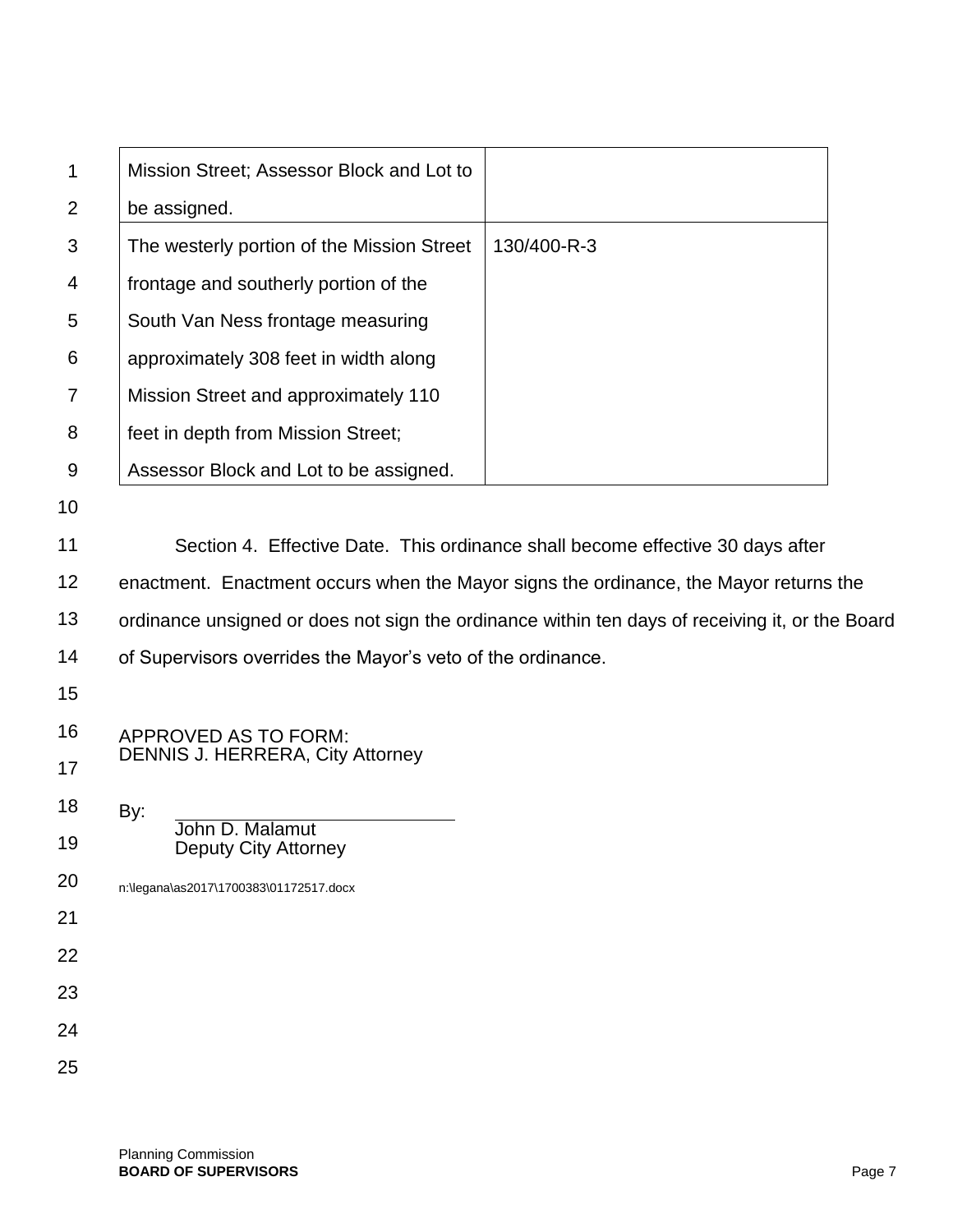| | |
|---|---|
| Mission Street; Assessor Block and Lot to be assigned. | |
| The westerly portion of the Mission Street frontage and southerly portion of the South Van Ness frontage measuring approximately 308 feet in width along Mission Street and approximately 110 feet in depth from Mission Street; Assessor Block and Lot to be assigned. | 130/400-R-3 |

Section 4. Effective Date. This ordinance shall become effective 30 days after enactment. Enactment occurs when the Mayor signs the ordinance, the Mayor returns the ordinance unsigned or does not sign the ordinance within ten days of receiving it, or the Board of Supervisors overrides the Mayor's veto of the ordinance.

APPROVED AS TO FORM:
DENNIS J. HERRERA, City Attorney

By: ______________________________
John D. Malamut
Deputy City Attorney

n:\legana\as2017\1700383\01172517.docx